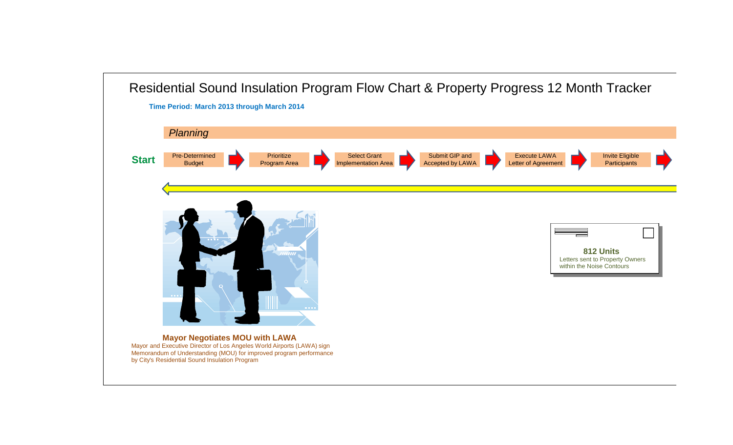# Residential Sound Insulation Program Flow Chart & Property Progress 12 Month Tracker

**Time Period: March 2013 through March 2014**

*Planning*

**Start** → Pre-Determined Budget → Prioritize Program Area → Select Grant Implementation Area → Submit GIP and Accepted by LAWA → Execute LAWA Letter of Agreement → Invite Eligible Participants →

**812 Units**
Letters sent to Property Owners within the Noise Contours

**Mayor Negotiates MOU with LAWA**
Mayor and Executive Director of Los Angeles World Airports (LAWA) sign Memorandum of Understanding (MOU) for improved program performance by City's Residential Sound Insulation Program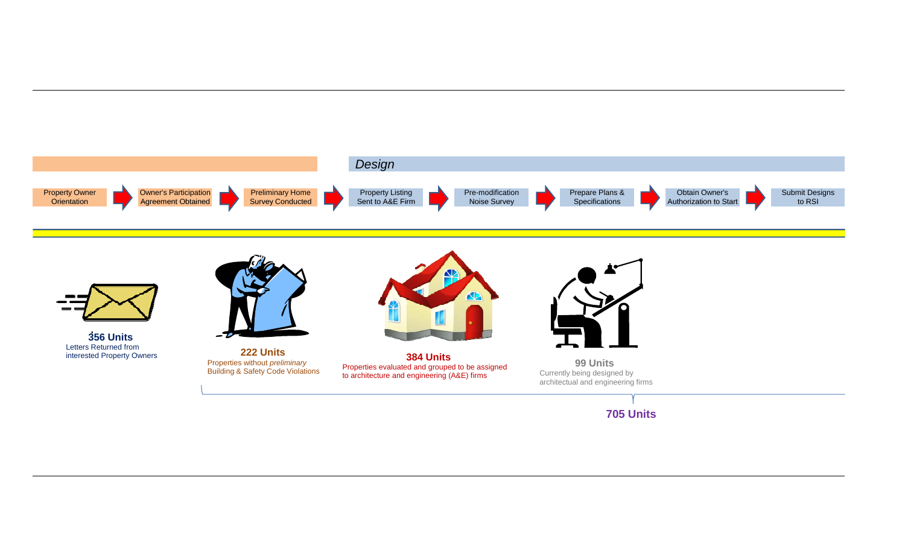*Design*

Property Owner Orientation → Owner's Participation Agreement Obtained → Preliminary Home Survey Conducted → Property Listing Sent to A&E Firm → Pre-modification Noise Survey → Prepare Plans & Specifications → Obtain Owner's Authorization to Start → Submit Designs to RSI

**356 Units**
Letters Returned from interested Property Owners

**222 Units**
Properties without *preliminary* Building & Safety Code Violations

**384 Units**
Properties evaluated and grouped to be assigned to architecture and engineering (A&E) firms

**99 Units**
Currently being designed by architectual and engineering firms

**705 Units**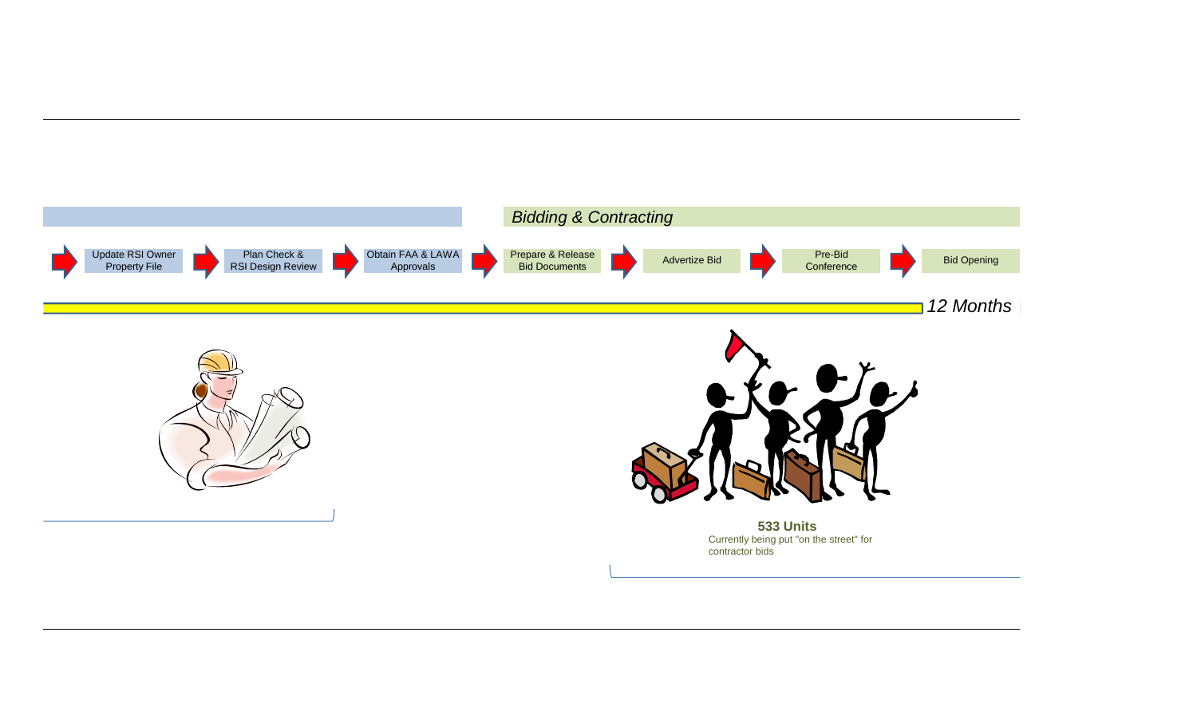*Bidding & Contracting*

Update RSI Owner Property File → Plan Check & RSI Design Review → Obtain FAA & LAWA Approvals → Prepare & Release Bid Documents → Advertize Bid → Pre-Bid Conference → Bid Opening

*12 Months*

**533 Units**
Currently being put "on the street" for contractor bids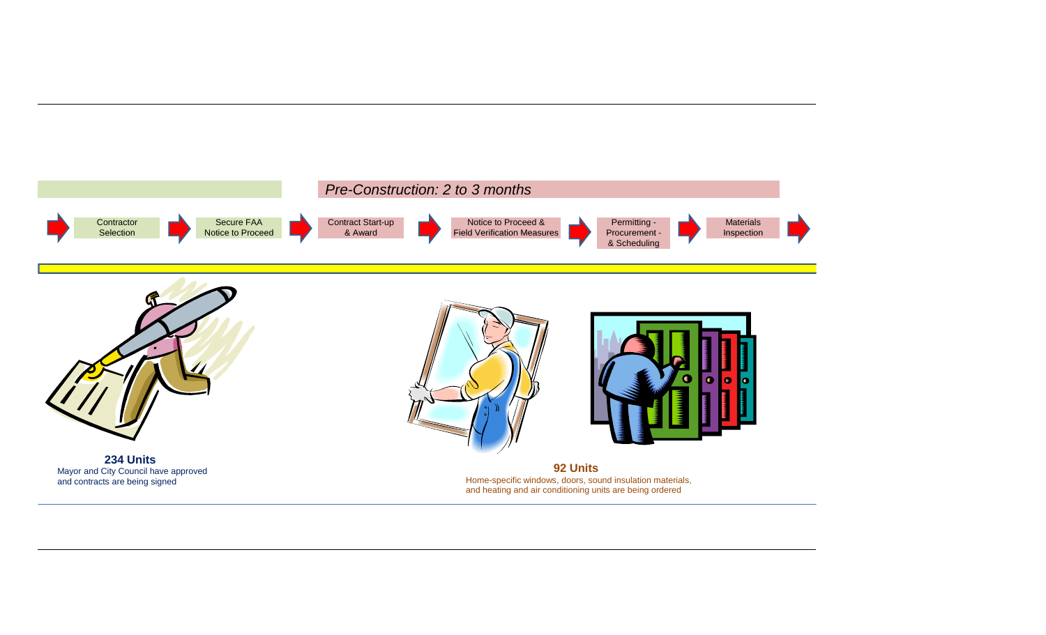*Pre-Construction: 2 to 3 months*

Contractor Selection → Secure FAA Notice to Proceed → Contract Start-up & Award → Notice to Proceed & Field Verification Measures → Permitting - Procurement - & Scheduling → Materials Inspection →

**234 Units**
Mayor and City Council have approved and contracts are being signed

**92 Units**
Home-specific windows, doors, sound insulation materials, and heating and air conditioning units are being ordered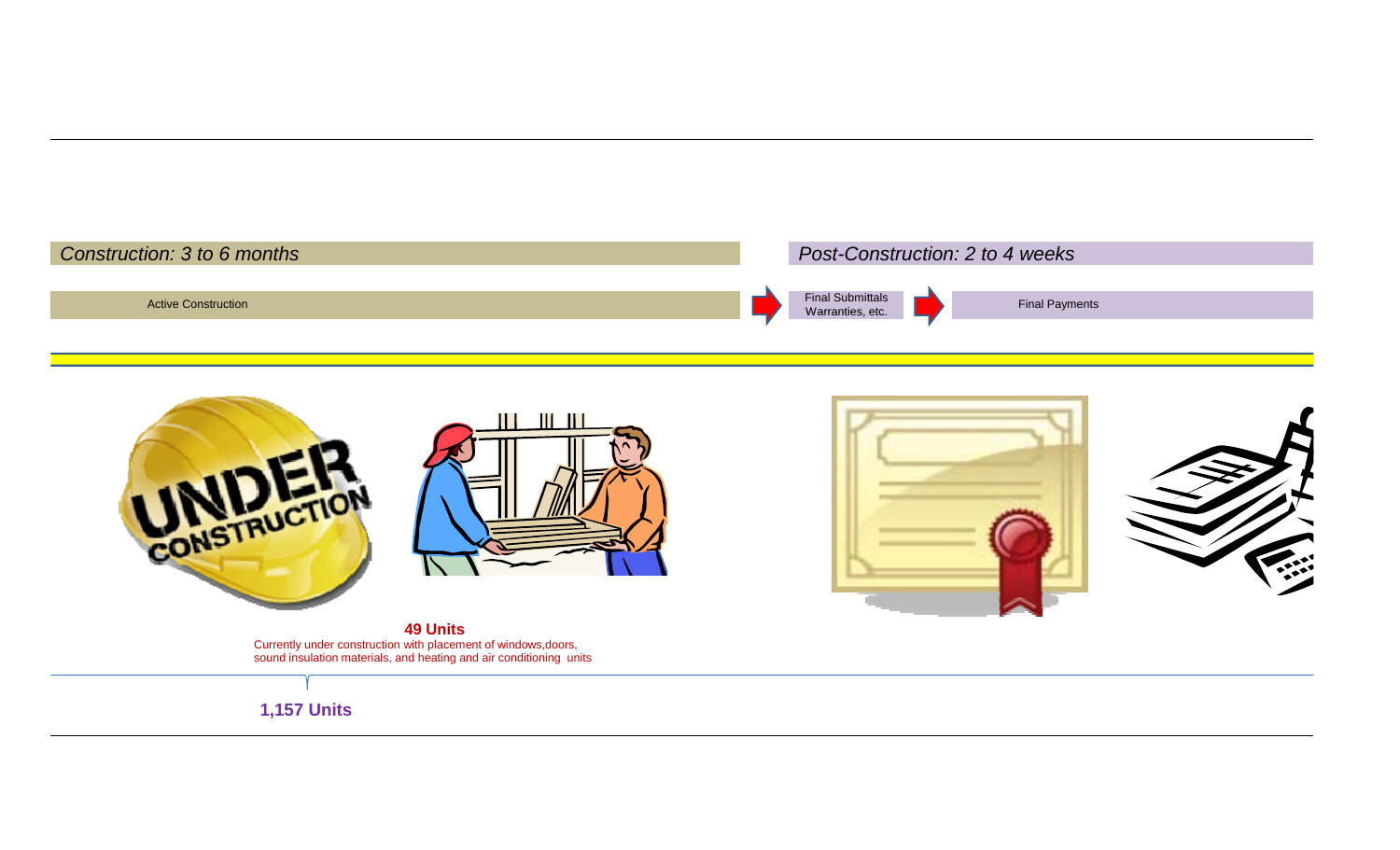*Construction: 3 to 6 months*

Active Construction

*Post-Construction: 2 to 4 weeks*

Final Submittals Warranties, etc. → Final Payments

**49 Units**

Currently under construction with placement of windows,doors, sound insulation materials, and heating and air conditioning units

**1,157 Units**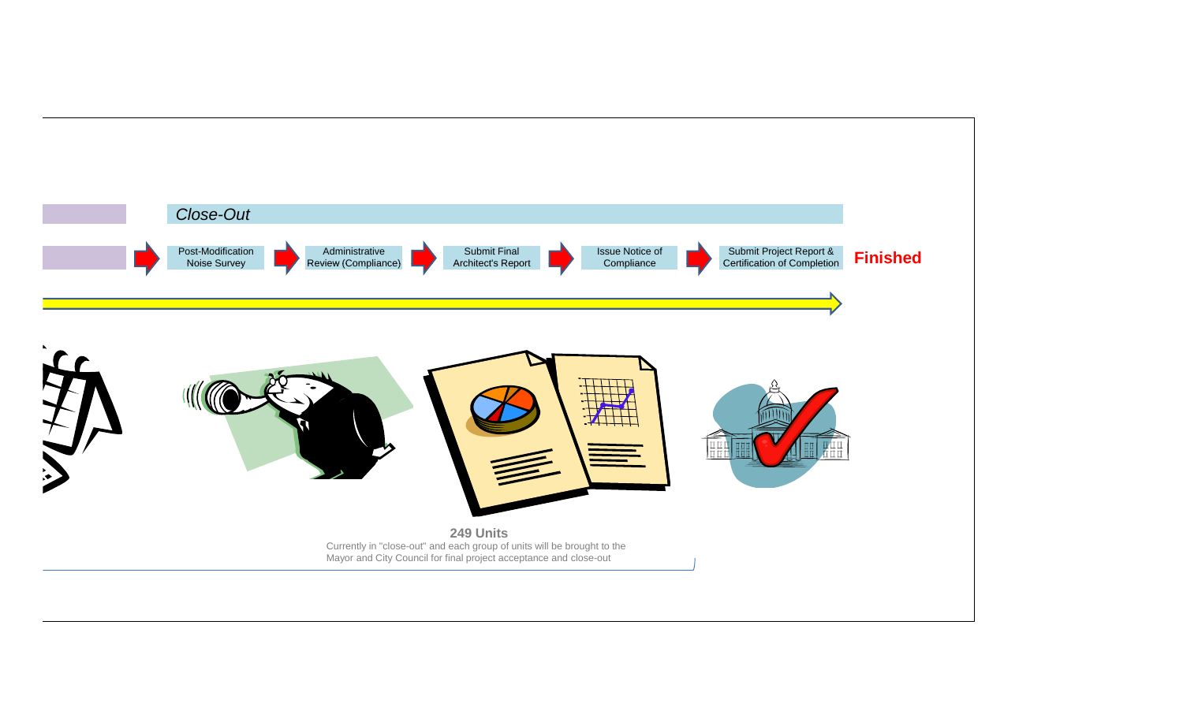*Close-Out*

Post-Modification Noise Survey → Administrative Review (Compliance) → Submit Final Architect's Report → Issue Notice of Compliance → Submit Project Report & Certification of Completion → **Finished**

**249 Units**

Currently in "close-out" and each group of units will be brought to the Mayor and City Council for final project acceptance and close-out